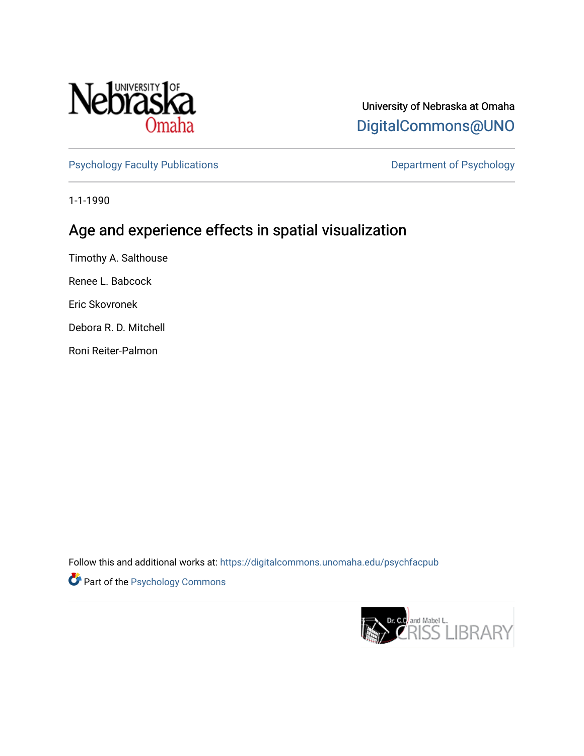University of Nebraska at Omaha
DigitalCommons@UNO

Psychology Faculty Publications

Department of Psychology

1-1-1990

# Age and experience effects in spatial visualization

Timothy A. Salthouse

Renee L. Babcock

Eric Skovronek

Debora R. D. Mitchell

Roni Reiter-Palmon

Follow this and additional works at: https://digitalcommons.unomaha.edu/psychfacpub

Part of the Psychology Commons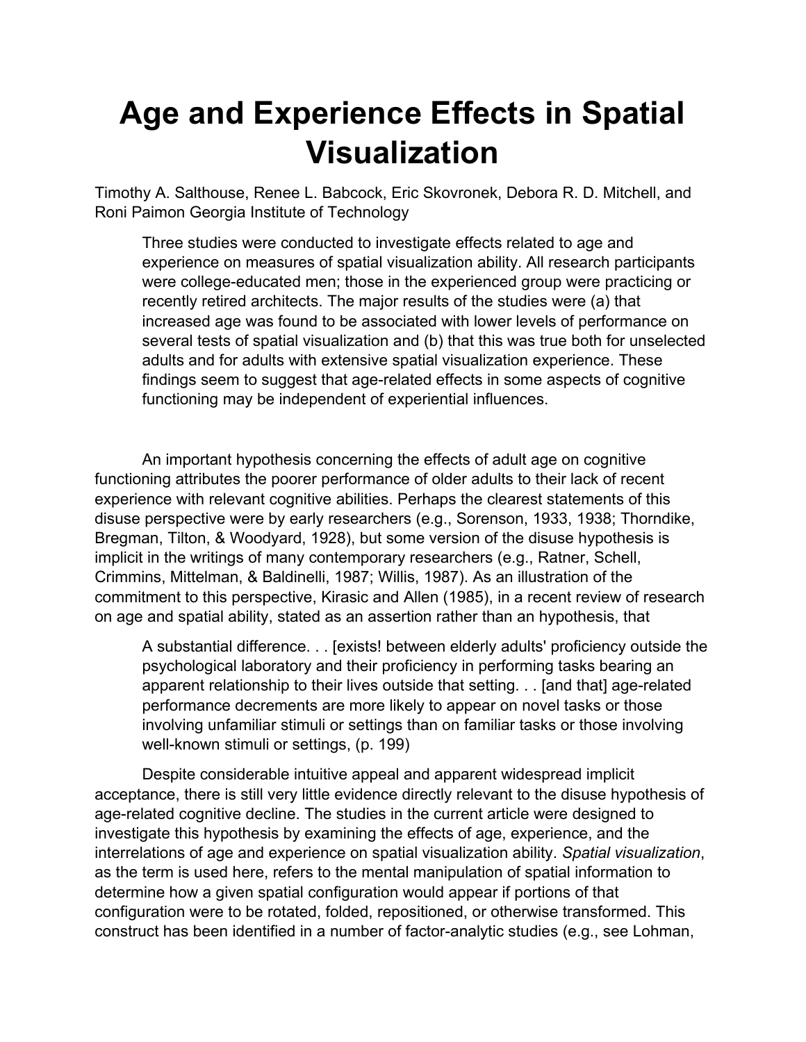# Age and Experience Effects in Spatial Visualization

Timothy A. Salthouse, Renee L. Babcock, Eric Skovronek, Debora R. D. Mitchell, and Roni Paimon Georgia Institute of Technology

> Three studies were conducted to investigate effects related to age and experience on measures of spatial visualization ability. All research participants were college-educated men; those in the experienced group were practicing or recently retired architects. The major results of the studies were (a) that increased age was found to be associated with lower levels of performance on several tests of spatial visualization and (b) that this was true both for unselected adults and for adults with extensive spatial visualization experience. These findings seem to suggest that age-related effects in some aspects of cognitive functioning may be independent of experiential influences.

An important hypothesis concerning the effects of adult age on cognitive functioning attributes the poorer performance of older adults to their lack of recent experience with relevant cognitive abilities. Perhaps the clearest statements of this disuse perspective were by early researchers (e.g., Sorenson, 1933, 1938; Thorndike, Bregman, Tilton, & Woodyard, 1928), but some version of the disuse hypothesis is implicit in the writings of many contemporary researchers (e.g., Ratner, Schell, Crimmins, Mittelman, & Baldinelli, 1987; Willis, 1987). As an illustration of the commitment to this perspective, Kirasic and Allen (1985), in a recent review of research on age and spatial ability, stated as an assertion rather than an hypothesis, that

> A substantial difference. . . [exists! between elderly adults' proficiency outside the psychological laboratory and their proficiency in performing tasks bearing an apparent relationship to their lives outside that setting. . . [and that] age-related performance decrements are more likely to appear on novel tasks or those involving unfamiliar stimuli or settings than on familiar tasks or those involving well-known stimuli or settings, (p. 199)

Despite considerable intuitive appeal and apparent widespread implicit acceptance, there is still very little evidence directly relevant to the disuse hypothesis of age-related cognitive decline. The studies in the current article were designed to investigate this hypothesis by examining the effects of age, experience, and the interrelations of age and experience on spatial visualization ability. *Spatial visualization*, as the term is used here, refers to the mental manipulation of spatial information to determine how a given spatial configuration would appear if portions of that configuration were to be rotated, folded, repositioned, or otherwise transformed. This construct has been identified in a number of factor-analytic studies (e.g., see Lohman,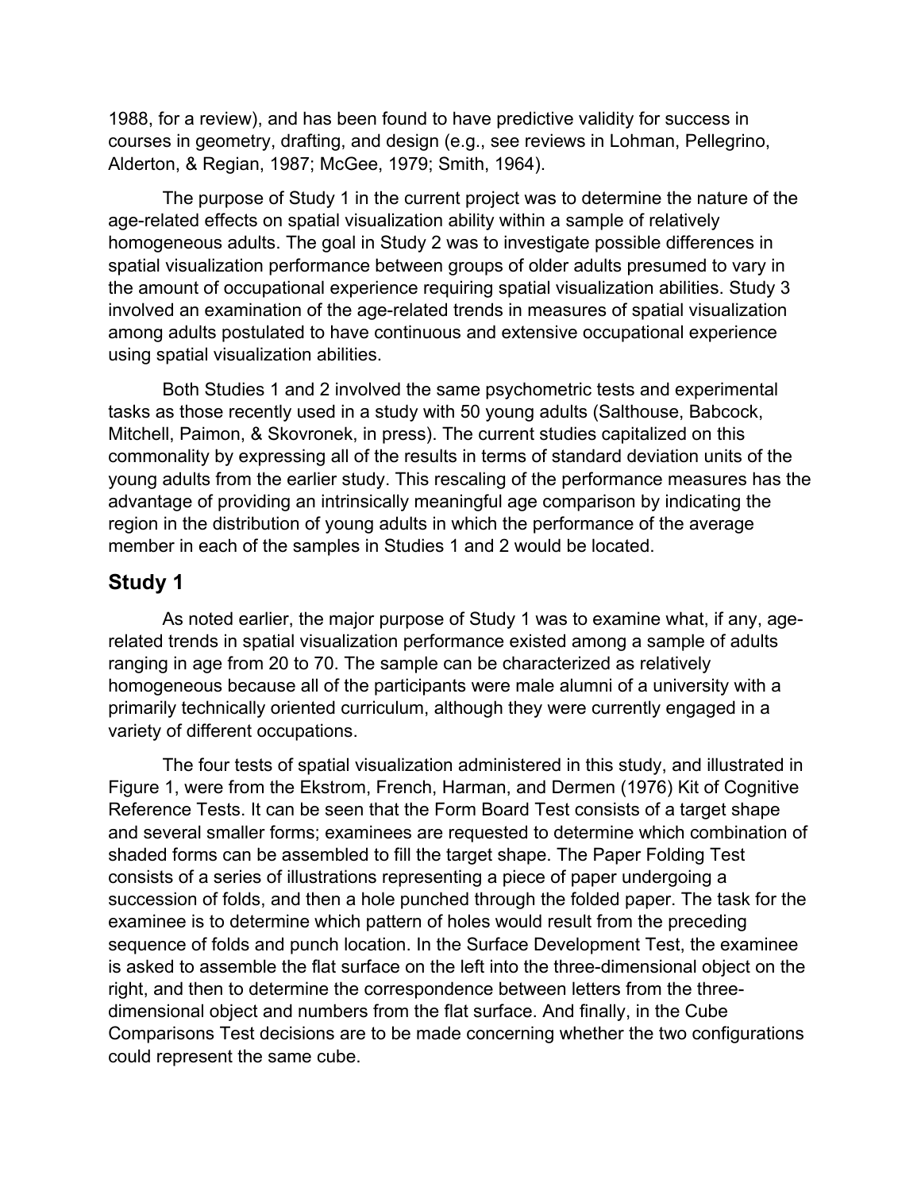1988, for a review), and has been found to have predictive validity for success in courses in geometry, drafting, and design (e.g., see reviews in Lohman, Pellegrino, Alderton, & Regian, 1987; McGee, 1979; Smith, 1964).

The purpose of Study 1 in the current project was to determine the nature of the age-related effects on spatial visualization ability within a sample of relatively homogeneous adults. The goal in Study 2 was to investigate possible differences in spatial visualization performance between groups of older adults presumed to vary in the amount of occupational experience requiring spatial visualization abilities. Study 3 involved an examination of the age-related trends in measures of spatial visualization among adults postulated to have continuous and extensive occupational experience using spatial visualization abilities.

Both Studies 1 and 2 involved the same psychometric tests and experimental tasks as those recently used in a study with 50 young adults (Salthouse, Babcock, Mitchell, Paimon, & Skovronek, in press). The current studies capitalized on this commonality by expressing all of the results in terms of standard deviation units of the young adults from the earlier study. This rescaling of the performance measures has the advantage of providing an intrinsically meaningful age comparison by indicating the region in the distribution of young adults in which the performance of the average member in each of the samples in Studies 1 and 2 would be located.

## Study 1

As noted earlier, the major purpose of Study 1 was to examine what, if any, age-related trends in spatial visualization performance existed among a sample of adults ranging in age from 20 to 70. The sample can be characterized as relatively homogeneous because all of the participants were male alumni of a university with a primarily technically oriented curriculum, although they were currently engaged in a variety of different occupations.

The four tests of spatial visualization administered in this study, and illustrated in Figure 1, were from the Ekstrom, French, Harman, and Dermen (1976) Kit of Cognitive Reference Tests. It can be seen that the Form Board Test consists of a target shape and several smaller forms; examinees are requested to determine which combination of shaded forms can be assembled to fill the target shape. The Paper Folding Test consists of a series of illustrations representing a piece of paper undergoing a succession of folds, and then a hole punched through the folded paper. The task for the examinee is to determine which pattern of holes would result from the preceding sequence of folds and punch location. In the Surface Development Test, the examinee is asked to assemble the flat surface on the left into the three-dimensional object on the right, and then to determine the correspondence between letters from the three-dimensional object and numbers from the flat surface. And finally, in the Cube Comparisons Test decisions are to be made concerning whether the two configurations could represent the same cube.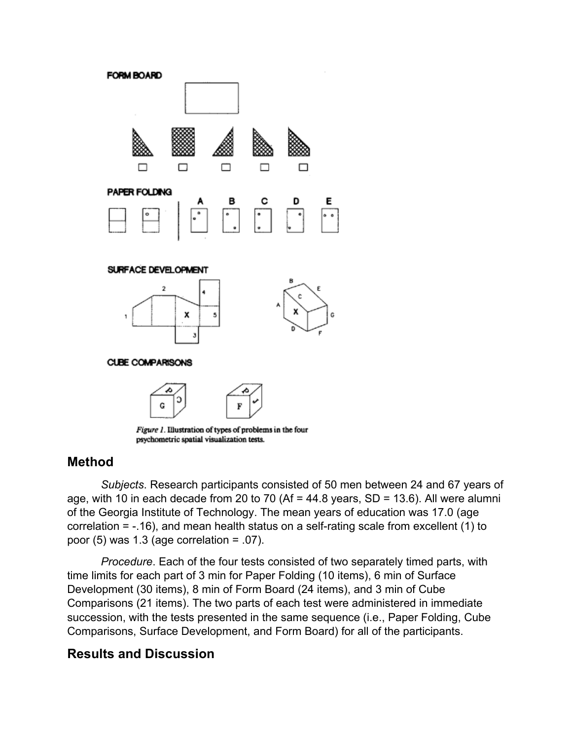Figure 1. Illustration of types of problems in the four psychometric spatial visualization tests.

## Method

*Subjects*. Research participants consisted of 50 men between 24 and 67 years of age, with 10 in each decade from 20 to 70 (Af = 44.8 years, SD = 13.6). All were alumni of the Georgia Institute of Technology. The mean years of education was 17.0 (age correlation = -.16), and mean health status on a self-rating scale from excellent (1) to poor (5) was 1.3 (age correlation = .07).

*Procedure*. Each of the four tests consisted of two separately timed parts, with time limits for each part of 3 min for Paper Folding (10 items), 6 min of Surface Development (30 items), 8 min of Form Board (24 items), and 3 min of Cube Comparisons (21 items). The two parts of each test were administered in immediate succession, with the tests presented in the same sequence (i.e., Paper Folding, Cube Comparisons, Surface Development, and Form Board) for all of the participants.

## Results and Discussion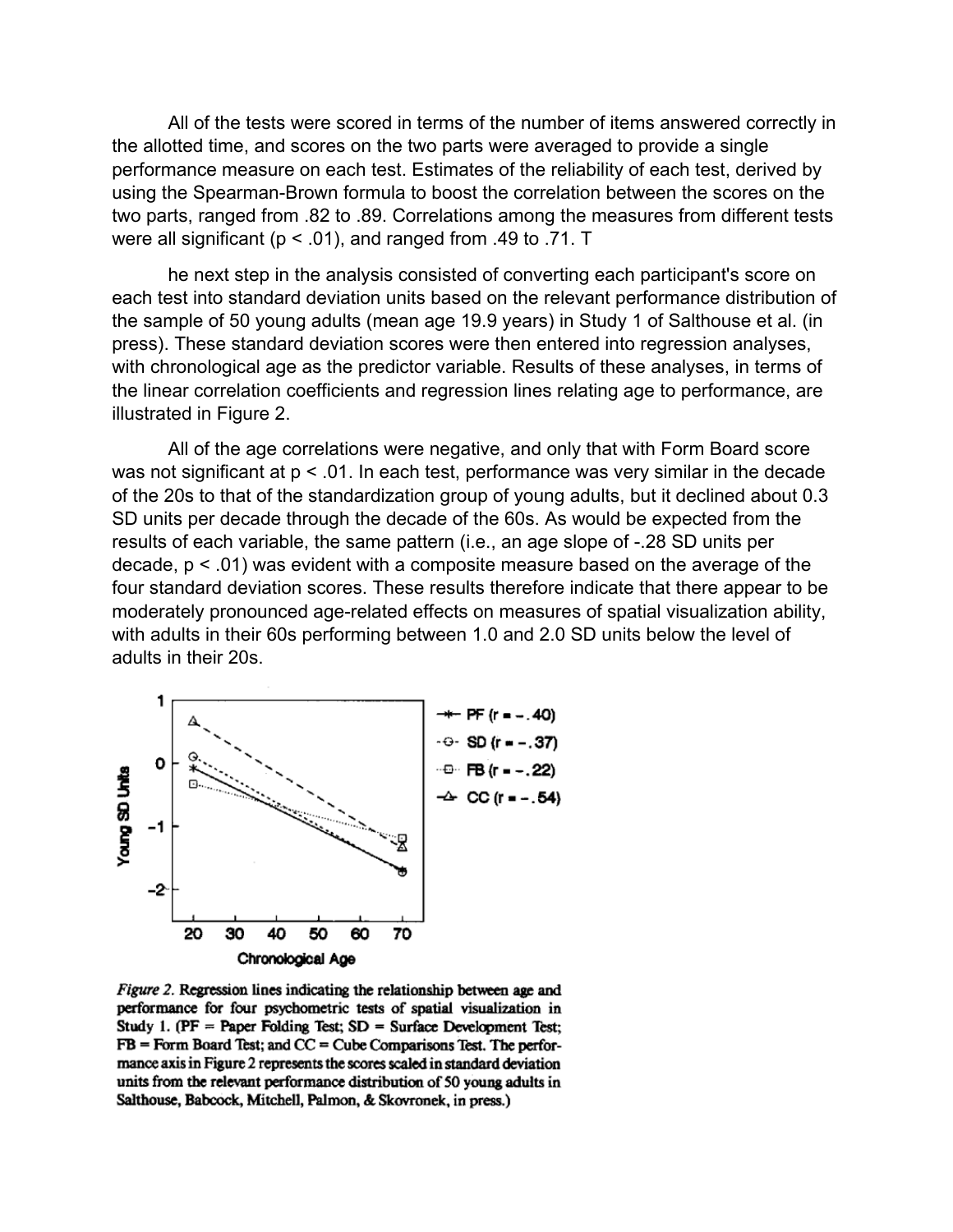All of the tests were scored in terms of the number of items answered correctly in the allotted time, and scores on the two parts were averaged to provide a single performance measure on each test. Estimates of the reliability of each test, derived by using the Spearman-Brown formula to boost the correlation between the scores on the two parts, ranged from .82 to .89. Correlations among the measures from different tests were all significant ($p < .01$), and ranged from .49 to .71. T

he next step in the analysis consisted of converting each participant's score on each test into standard deviation units based on the relevant performance distribution of the sample of 50 young adults (mean age 19.9 years) in Study 1 of Salthouse et al. (in press). These standard deviation scores were then entered into regression analyses, with chronological age as the predictor variable. Results of these analyses, in terms of the linear correlation coefficients and regression lines relating age to performance, are illustrated in Figure 2.

All of the age correlations were negative, and only that with Form Board score was not significant at $p < .01$. In each test, performance was very similar in the decade of the 20s to that of the standardization group of young adults, but it declined about 0.3 SD units per decade through the decade of the 60s. As would be expected from the results of each variable, the same pattern (i.e., an age slope of -.28 SD units per decade, $p < .01$) was evident with a composite measure based on the average of the four standard deviation scores. These results therefore indicate that there appear to be moderately pronounced age-related effects on measures of spatial visualization ability, with adults in their 60s performing between 1.0 and 2.0 SD units below the level of adults in their 20s.

*Figure 2.* Regression lines indicating the relationship between age and performance for four psychometric tests of spatial visualization in Study 1. (PF = Paper Folding Test; SD = Surface Development Test; FB = Form Board Test; and CC = Cube Comparisons Test. The performance axis in Figure 2 represents the scores scaled in standard deviation units from the relevant performance distribution of 50 young adults in Salthouse, Babcock, Mitchell, Palmon, & Skovronek, in press.)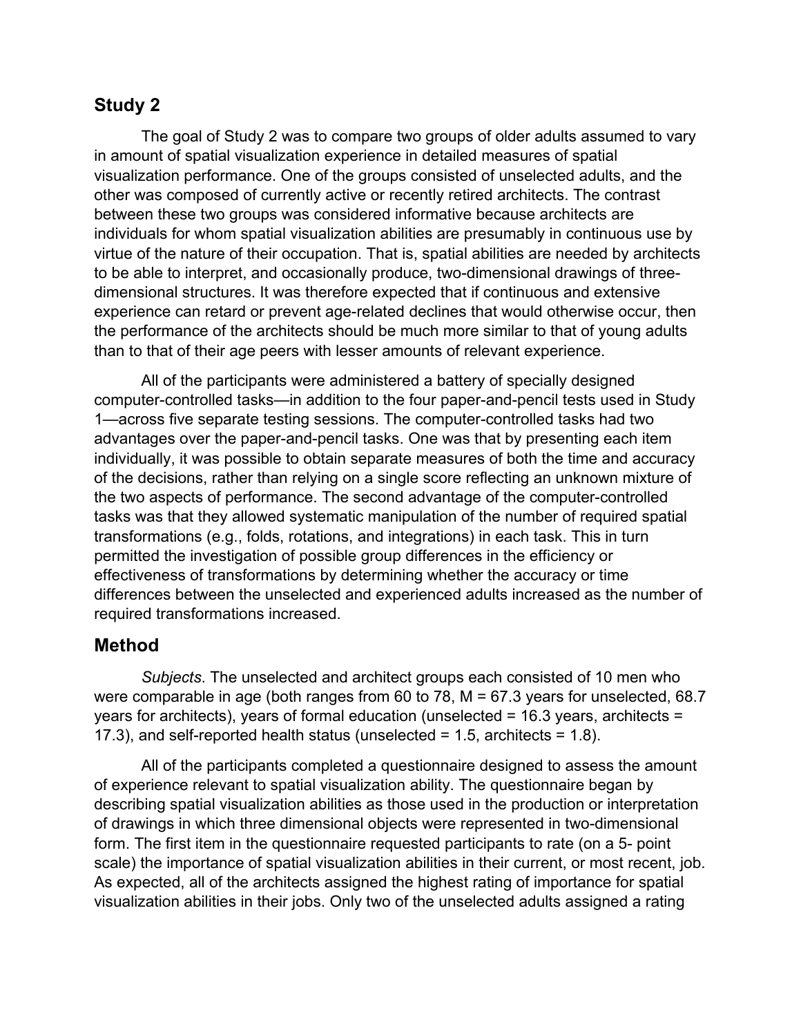## Study 2

The goal of Study 2 was to compare two groups of older adults assumed to vary in amount of spatial visualization experience in detailed measures of spatial visualization performance. One of the groups consisted of unselected adults, and the other was composed of currently active or recently retired architects. The contrast between these two groups was considered informative because architects are individuals for whom spatial visualization abilities are presumably in continuous use by virtue of the nature of their occupation. That is, spatial abilities are needed by architects to be able to interpret, and occasionally produce, two-dimensional drawings of three-dimensional structures. It was therefore expected that if continuous and extensive experience can retard or prevent age-related declines that would otherwise occur, then the performance of the architects should be much more similar to that of young adults than to that of their age peers with lesser amounts of relevant experience.

All of the participants were administered a battery of specially designed computer-controlled tasks—in addition to the four paper-and-pencil tests used in Study 1—across five separate testing sessions. The computer-controlled tasks had two advantages over the paper-and-pencil tasks. One was that by presenting each item individually, it was possible to obtain separate measures of both the time and accuracy of the decisions, rather than relying on a single score reflecting an unknown mixture of the two aspects of performance. The second advantage of the computer-controlled tasks was that they allowed systematic manipulation of the number of required spatial transformations (e.g., folds, rotations, and integrations) in each task. This in turn permitted the investigation of possible group differences in the efficiency or effectiveness of transformations by determining whether the accuracy or time differences between the unselected and experienced adults increased as the number of required transformations increased.

## Method

*Subjects*. The unselected and architect groups each consisted of 10 men who were comparable in age (both ranges from 60 to 78, M = 67.3 years for unselected, 68.7 years for architects), years of formal education (unselected = 16.3 years, architects = 17.3), and self-reported health status (unselected = 1.5, architects = 1.8).

All of the participants completed a questionnaire designed to assess the amount of experience relevant to spatial visualization ability. The questionnaire began by describing spatial visualization abilities as those used in the production or interpretation of drawings in which three dimensional objects were represented in two-dimensional form. The first item in the questionnaire requested participants to rate (on a 5- point scale) the importance of spatial visualization abilities in their current, or most recent, job. As expected, all of the architects assigned the highest rating of importance for spatial visualization abilities in their jobs. Only two of the unselected adults assigned a rating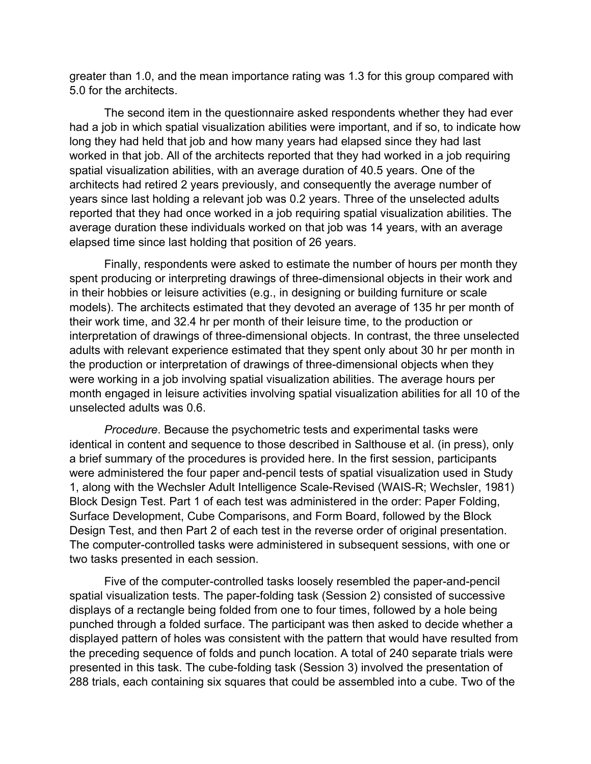greater than 1.0, and the mean importance rating was 1.3 for this group compared with 5.0 for the architects.

The second item in the questionnaire asked respondents whether they had ever had a job in which spatial visualization abilities were important, and if so, to indicate how long they had held that job and how many years had elapsed since they had last worked in that job. All of the architects reported that they had worked in a job requiring spatial visualization abilities, with an average duration of 40.5 years. One of the architects had retired 2 years previously, and consequently the average number of years since last holding a relevant job was 0.2 years. Three of the unselected adults reported that they had once worked in a job requiring spatial visualization abilities. The average duration these individuals worked on that job was 14 years, with an average elapsed time since last holding that position of 26 years.

Finally, respondents were asked to estimate the number of hours per month they spent producing or interpreting drawings of three-dimensional objects in their work and in their hobbies or leisure activities (e.g., in designing or building furniture or scale models). The architects estimated that they devoted an average of 135 hr per month of their work time, and 32.4 hr per month of their leisure time, to the production or interpretation of drawings of three-dimensional objects. In contrast, the three unselected adults with relevant experience estimated that they spent only about 30 hr per month in the production or interpretation of drawings of three-dimensional objects when they were working in a job involving spatial visualization abilities. The average hours per month engaged in leisure activities involving spatial visualization abilities for all 10 of the unselected adults was 0.6.

*Procedure*. Because the psychometric tests and experimental tasks were identical in content and sequence to those described in Salthouse et al. (in press), only a brief summary of the procedures is provided here. In the first session, participants were administered the four paper and-pencil tests of spatial visualization used in Study 1, along with the Wechsler Adult Intelligence Scale-Revised (WAIS-R; Wechsler, 1981) Block Design Test. Part 1 of each test was administered in the order: Paper Folding, Surface Development, Cube Comparisons, and Form Board, followed by the Block Design Test, and then Part 2 of each test in the reverse order of original presentation. The computer-controlled tasks were administered in subsequent sessions, with one or two tasks presented in each session.

Five of the computer-controlled tasks loosely resembled the paper-and-pencil spatial visualization tests. The paper-folding task (Session 2) consisted of successive displays of a rectangle being folded from one to four times, followed by a hole being punched through a folded surface. The participant was then asked to decide whether a displayed pattern of holes was consistent with the pattern that would have resulted from the preceding sequence of folds and punch location. A total of 240 separate trials were presented in this task. The cube-folding task (Session 3) involved the presentation of 288 trials, each containing six squares that could be assembled into a cube. Two of the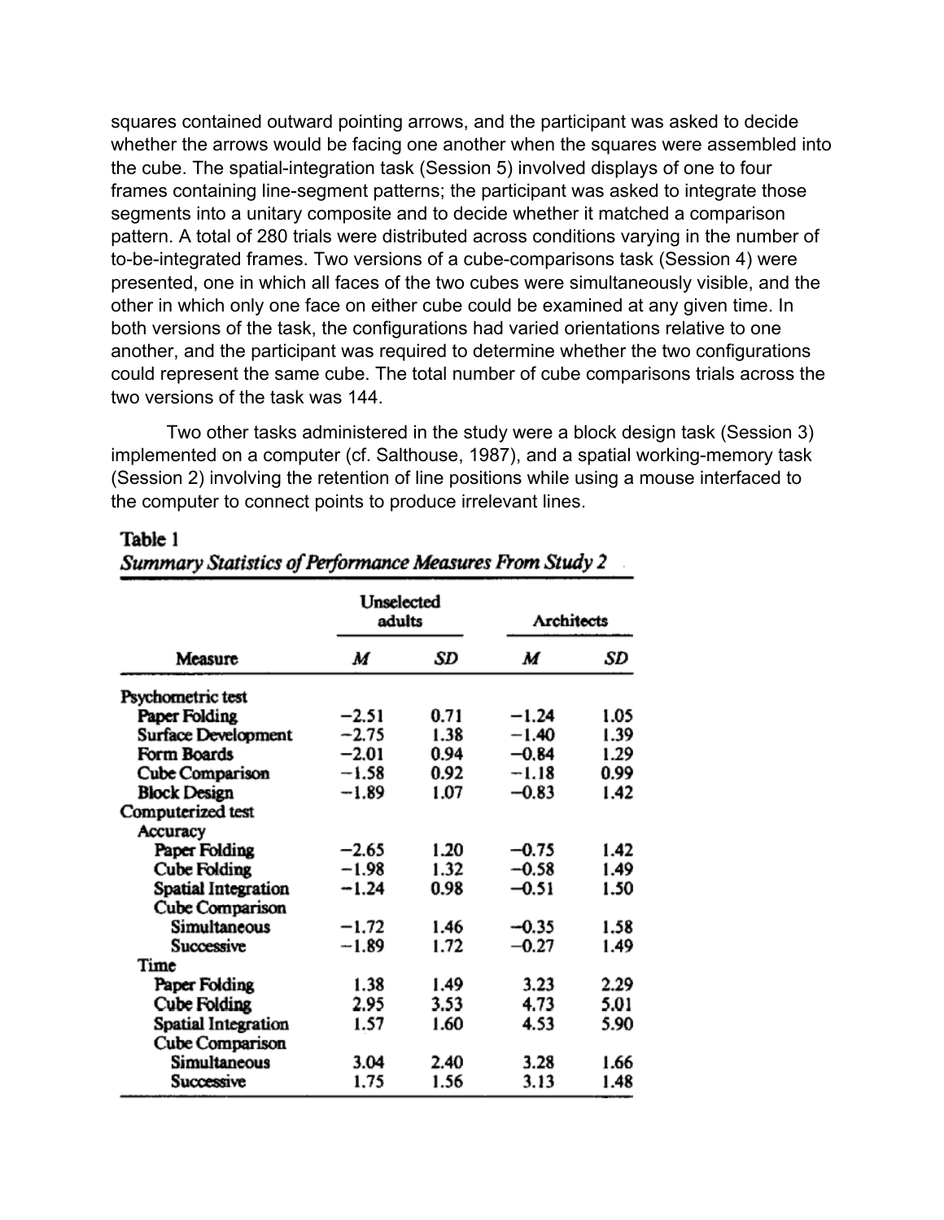squares contained outward pointing arrows, and the participant was asked to decide whether the arrows would be facing one another when the squares were assembled into the cube. The spatial-integration task (Session 5) involved displays of one to four frames containing line-segment patterns; the participant was asked to integrate those segments into a unitary composite and to decide whether it matched a comparison pattern. A total of 280 trials were distributed across conditions varying in the number of to-be-integrated frames. Two versions of a cube-comparisons task (Session 4) were presented, one in which all faces of the two cubes were simultaneously visible, and the other in which only one face on either cube could be examined at any given time. In both versions of the task, the configurations had varied orientations relative to one another, and the participant was required to determine whether the two configurations could represent the same cube. The total number of cube comparisons trials across the two versions of the task was 144.

Two other tasks administered in the study were a block design task (Session 3) implemented on a computer (cf. Salthouse, 1987), and a spatial working-memory task (Session 2) involving the retention of line positions while using a mouse interfaced to the computer to connect points to produce irrelevant lines.

**Table 1**
*Summary Statistics of Performance Measures From Study 2*

| Measure | Unselected adults | | Architects | |
|---|---|---|---|---|
| | *M* | *SD* | *M* | *SD* |
| Psychometric test | | | | |
| Paper Folding | −2.51 | 0.71 | −1.24 | 1.05 |
| Surface Development | −2.75 | 1.38 | −1.40 | 1.39 |
| Form Boards | −2.01 | 0.94 | −0.84 | 1.29 |
| Cube Comparison | −1.58 | 0.92 | −1.18 | 0.99 |
| Block Design | −1.89 | 1.07 | −0.83 | 1.42 |
| Computerized test | | | | |
| Accuracy | | | | |
| Paper Folding | −2.65 | 1.20 | −0.75 | 1.42 |
| Cube Folding | −1.98 | 1.32 | −0.58 | 1.49 |
| Spatial Integration | −1.24 | 0.98 | −0.51 | 1.50 |
| Cube Comparison | | | | |
| Simultaneous | −1.72 | 1.46 | −0.35 | 1.58 |
| Successive | −1.89 | 1.72 | −0.27 | 1.49 |
| Time | | | | |
| Paper Folding | 1.38 | 1.49 | 3.23 | 2.29 |
| Cube Folding | 2.95 | 3.53 | 4.73 | 5.01 |
| Spatial Integration | 1.57 | 1.60 | 4.53 | 5.90 |
| Cube Comparison | | | | |
| Simultaneous | 3.04 | 2.40 | 3.28 | 1.66 |
| Successive | 1.75 | 1.56 | 3.13 | 1.48 |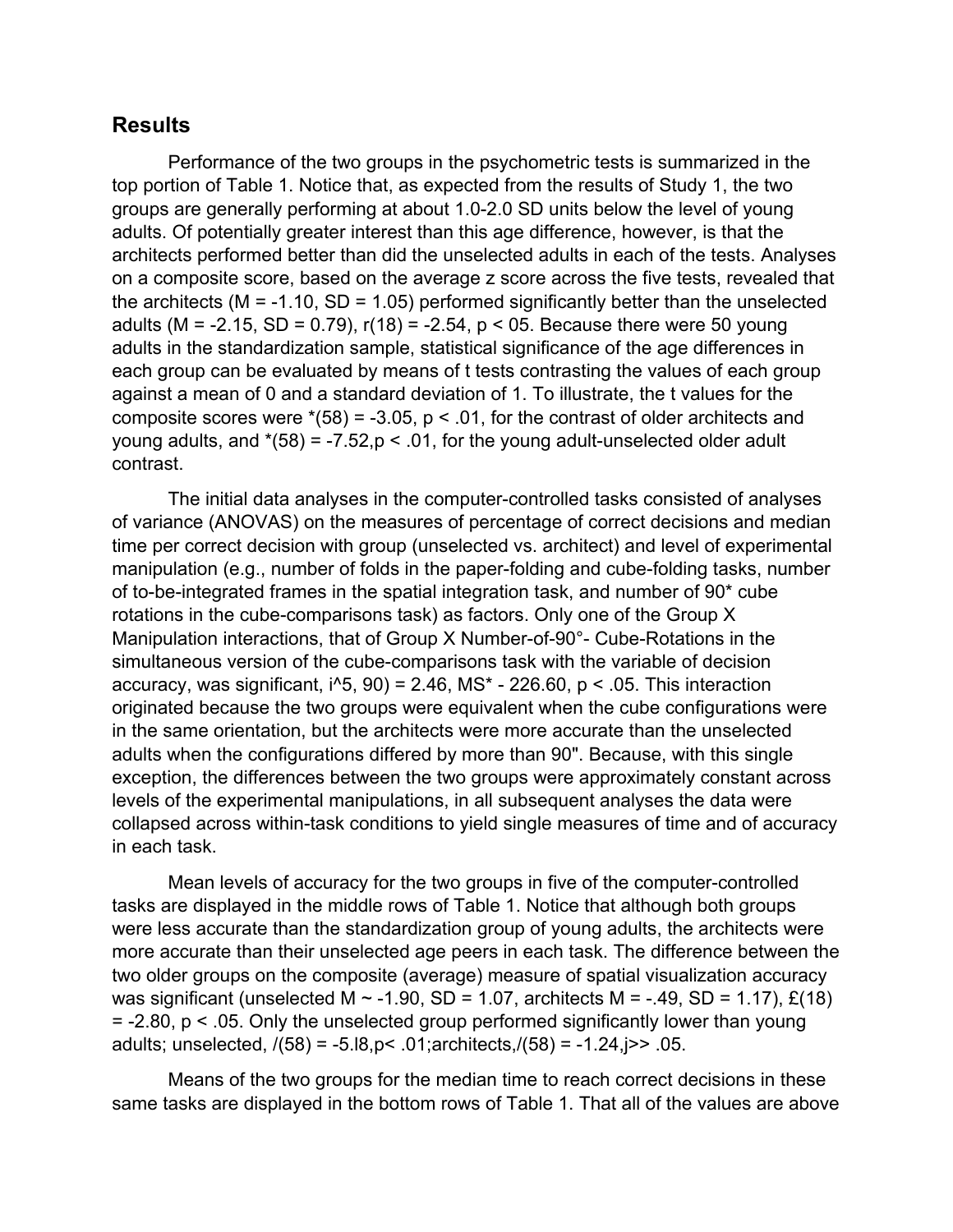## Results

Performance of the two groups in the psychometric tests is summarized in the top portion of Table 1. Notice that, as expected from the results of Study 1, the two groups are generally performing at about 1.0-2.0 SD units below the level of young adults. Of potentially greater interest than this age difference, however, is that the architects performed better than did the unselected adults in each of the tests. Analyses on a composite score, based on the average z score across the five tests, revealed that the architects ($M = -1.10$, $SD = 1.05$) performed significantly better than the unselected adults ($M = -2.15$, $SD = 0.79$), r(18) = -2.54, p < 05. Because there were 50 young adults in the standardization sample, statistical significance of the age differences in each group can be evaluated by means of t tests contrasting the values of each group against a mean of 0 and a standard deviation of 1. To illustrate, the t values for the composite scores were *(58) = -3.05, p < .01, for the contrast of older architects and young adults, and *(58) = -7.52,p < .01, for the young adult-unselected older adult contrast.

The initial data analyses in the computer-controlled tasks consisted of analyses of variance (ANOVAS) on the measures of percentage of correct decisions and median time per correct decision with group (unselected vs. architect) and level of experimental manipulation (e.g., number of folds in the paper-folding and cube-folding tasks, number of to-be-integrated frames in the spatial integration task, and number of 90* cube rotations in the cube-comparisons task) as factors. Only one of the Group X Manipulation interactions, that of Group X Number-of-90°- Cube-Rotations in the simultaneous version of the cube-comparisons task with the variable of decision accuracy, was significant, i^5, 90) = 2.46, MS* - 226.60, p < .05. This interaction originated because the two groups were equivalent when the cube configurations were in the same orientation, but the architects were more accurate than the unselected adults when the configurations differed by more than 90". Because, with this single exception, the differences between the two groups were approximately constant across levels of the experimental manipulations, in all subsequent analyses the data were collapsed across within-task conditions to yield single measures of time and of accuracy in each task.

Mean levels of accuracy for the two groups in five of the computer-controlled tasks are displayed in the middle rows of Table 1. Notice that although both groups were less accurate than the standardization group of young adults, the architects were more accurate than their unselected age peers in each task. The difference between the two older groups on the composite (average) measure of spatial visualization accuracy was significant (unselected M ~ -1.90, SD = 1.07, architects M = -.49, SD = 1.17), £(18) = -2.80, p < .05. Only the unselected group performed significantly lower than young adults; unselected, /(58) = -5.l8,p< .01;architects,/(58) = -1.24,j>> .05.

Means of the two groups for the median time to reach correct decisions in these same tasks are displayed in the bottom rows of Table 1. That all of the values are above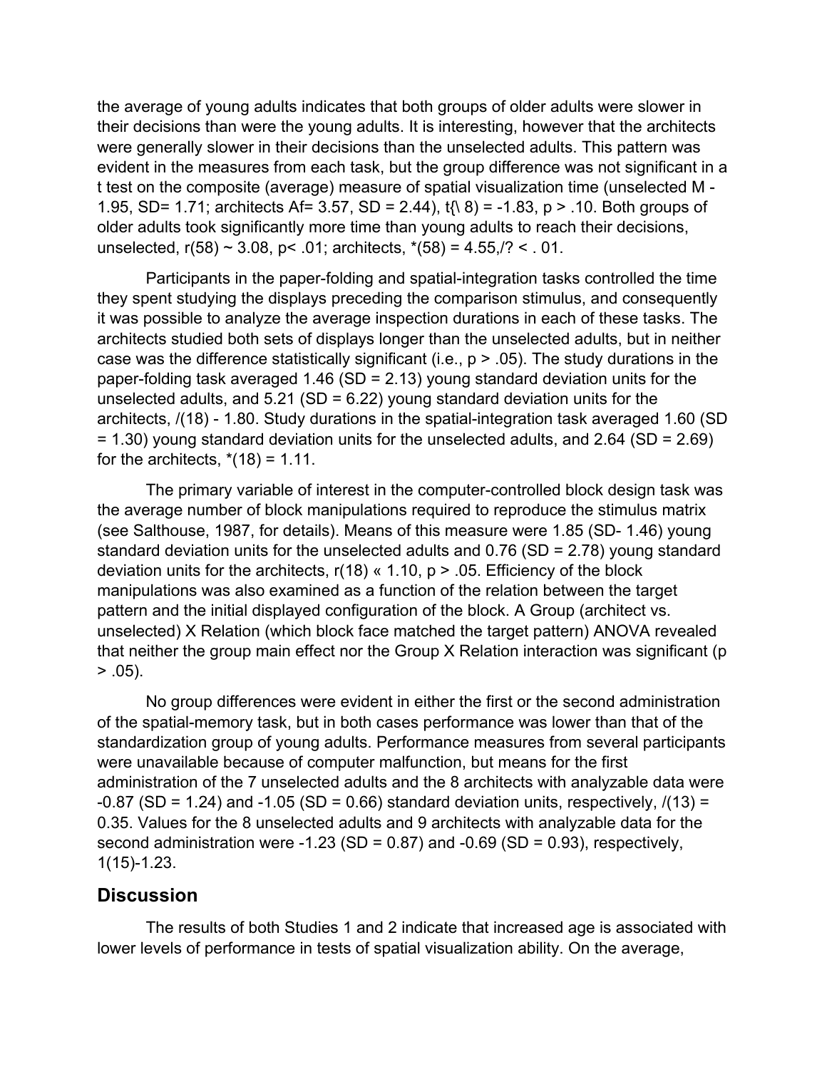the average of young adults indicates that both groups of older adults were slower in their decisions than were the young adults. It is interesting, however that the architects were generally slower in their decisions than the unselected adults. This pattern was evident in the measures from each task, but the group difference was not significant in a t test on the composite (average) measure of spatial visualization time (unselected M - 1.95, SD= 1.71; architects Af= 3.57, SD = 2.44), t{\ 8) = -1.83, p > .10. Both groups of older adults took significantly more time than young adults to reach their decisions, unselected, r(58) ~ 3.08, p< .01; architects, *(58) = 4.55,/? < . 01.

Participants in the paper-folding and spatial-integration tasks controlled the time they spent studying the displays preceding the comparison stimulus, and consequently it was possible to analyze the average inspection durations in each of these tasks. The architects studied both sets of displays longer than the unselected adults, but in neither case was the difference statistically significant (i.e., p > .05). The study durations in the paper-folding task averaged 1.46 (SD = 2.13) young standard deviation units for the unselected adults, and 5.21 (SD = 6.22) young standard deviation units for the architects, /(18) - 1.80. Study durations in the spatial-integration task averaged 1.60 (SD = 1.30) young standard deviation units for the unselected adults, and 2.64 (SD = 2.69) for the architects, *(18) = 1.11.

The primary variable of interest in the computer-controlled block design task was the average number of block manipulations required to reproduce the stimulus matrix (see Salthouse, 1987, for details). Means of this measure were 1.85 (SD- 1.46) young standard deviation units for the unselected adults and 0.76 (SD = 2.78) young standard deviation units for the architects, r(18) « 1.10, p > .05. Efficiency of the block manipulations was also examined as a function of the relation between the target pattern and the initial displayed configuration of the block. A Group (architect vs. unselected) X Relation (which block face matched the target pattern) ANOVA revealed that neither the group main effect nor the Group X Relation interaction was significant (p > .05).

No group differences were evident in either the first or the second administration of the spatial-memory task, but in both cases performance was lower than that of the standardization group of young adults. Performance measures from several participants were unavailable because of computer malfunction, but means for the first administration of the 7 unselected adults and the 8 architects with analyzable data were -0.87 (SD = 1.24) and -1.05 (SD = 0.66) standard deviation units, respectively, /(13) = 0.35. Values for the 8 unselected adults and 9 architects with analyzable data for the second administration were -1.23 (SD = 0.87) and -0.69 (SD = 0.93), respectively, 1(15)-1.23.

## Discussion

The results of both Studies 1 and 2 indicate that increased age is associated with lower levels of performance in tests of spatial visualization ability. On the average,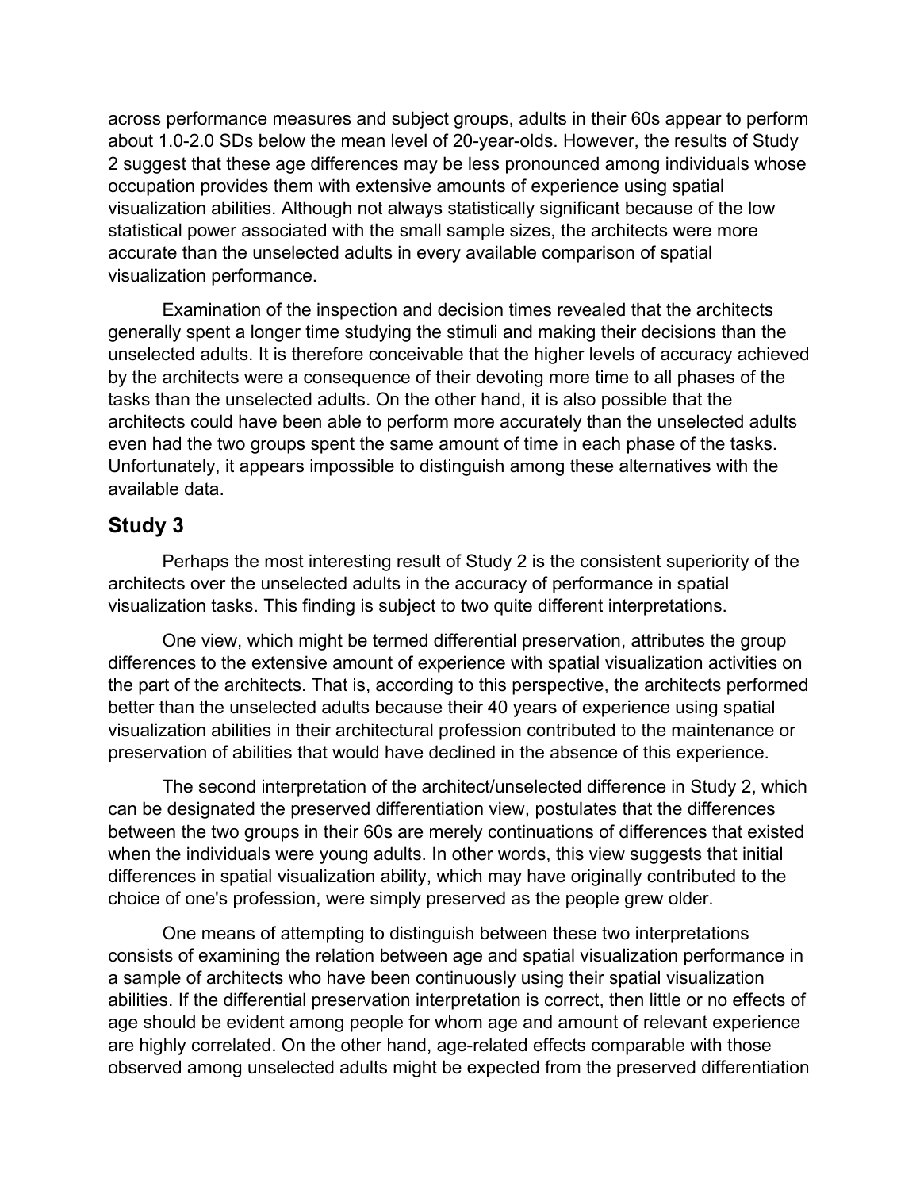across performance measures and subject groups, adults in their 60s appear to perform about 1.0-2.0 SDs below the mean level of 20-year-olds. However, the results of Study 2 suggest that these age differences may be less pronounced among individuals whose occupation provides them with extensive amounts of experience using spatial visualization abilities. Although not always statistically significant because of the low statistical power associated with the small sample sizes, the architects were more accurate than the unselected adults in every available comparison of spatial visualization performance.

Examination of the inspection and decision times revealed that the architects generally spent a longer time studying the stimuli and making their decisions than the unselected adults. It is therefore conceivable that the higher levels of accuracy achieved by the architects were a consequence of their devoting more time to all phases of the tasks than the unselected adults. On the other hand, it is also possible that the architects could have been able to perform more accurately than the unselected adults even had the two groups spent the same amount of time in each phase of the tasks. Unfortunately, it appears impossible to distinguish among these alternatives with the available data.

## Study 3

Perhaps the most interesting result of Study 2 is the consistent superiority of the architects over the unselected adults in the accuracy of performance in spatial visualization tasks. This finding is subject to two quite different interpretations.

One view, which might be termed differential preservation, attributes the group differences to the extensive amount of experience with spatial visualization activities on the part of the architects. That is, according to this perspective, the architects performed better than the unselected adults because their 40 years of experience using spatial visualization abilities in their architectural profession contributed to the maintenance or preservation of abilities that would have declined in the absence of this experience.

The second interpretation of the architect/unselected difference in Study 2, which can be designated the preserved differentiation view, postulates that the differences between the two groups in their 60s are merely continuations of differences that existed when the individuals were young adults. In other words, this view suggests that initial differences in spatial visualization ability, which may have originally contributed to the choice of one's profession, were simply preserved as the people grew older.

One means of attempting to distinguish between these two interpretations consists of examining the relation between age and spatial visualization performance in a sample of architects who have been continuously using their spatial visualization abilities. If the differential preservation interpretation is correct, then little or no effects of age should be evident among people for whom age and amount of relevant experience are highly correlated. On the other hand, age-related effects comparable with those observed among unselected adults might be expected from the preserved differentiation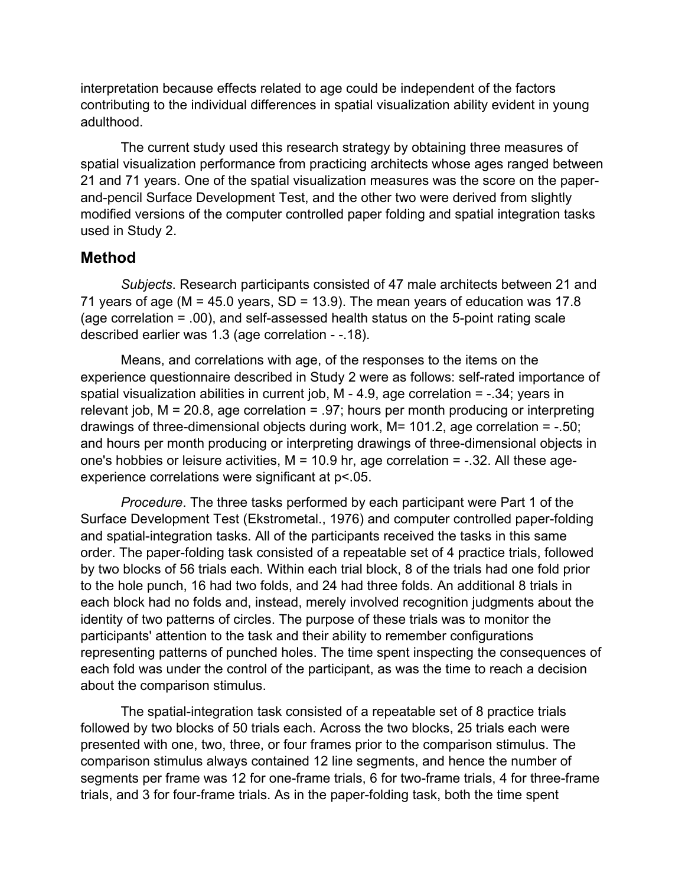interpretation because effects related to age could be independent of the factors contributing to the individual differences in spatial visualization ability evident in young adulthood.

The current study used this research strategy by obtaining three measures of spatial visualization performance from practicing architects whose ages ranged between 21 and 71 years. One of the spatial visualization measures was the score on the paper-and-pencil Surface Development Test, and the other two were derived from slightly modified versions of the computer controlled paper folding and spatial integration tasks used in Study 2.

## Method

*Subjects*. Research participants consisted of 47 male architects between 21 and 71 years of age (M = 45.0 years, SD = 13.9). The mean years of education was 17.8 (age correlation = .00), and self-assessed health status on the 5-point rating scale described earlier was 1.3 (age correlation - -.18).

Means, and correlations with age, of the responses to the items on the experience questionnaire described in Study 2 were as follows: self-rated importance of spatial visualization abilities in current job, M - 4.9, age correlation = -.34; years in relevant job, M = 20.8, age correlation = .97; hours per month producing or interpreting drawings of three-dimensional objects during work, M= 101.2, age correlation = -.50; and hours per month producing or interpreting drawings of three-dimensional objects in one's hobbies or leisure activities, M = 10.9 hr, age correlation = -.32. All these age-experience correlations were significant at $p<.05$.

*Procedure*. The three tasks performed by each participant were Part 1 of the Surface Development Test (Ekstrometal., 1976) and computer controlled paper-folding and spatial-integration tasks. All of the participants received the tasks in this same order. The paper-folding task consisted of a repeatable set of 4 practice trials, followed by two blocks of 56 trials each. Within each trial block, 8 of the trials had one fold prior to the hole punch, 16 had two folds, and 24 had three folds. An additional 8 trials in each block had no folds and, instead, merely involved recognition judgments about the identity of two patterns of circles. The purpose of these trials was to monitor the participants' attention to the task and their ability to remember configurations representing patterns of punched holes. The time spent inspecting the consequences of each fold was under the control of the participant, as was the time to reach a decision about the comparison stimulus.

The spatial-integration task consisted of a repeatable set of 8 practice trials followed by two blocks of 50 trials each. Across the two blocks, 25 trials each were presented with one, two, three, or four frames prior to the comparison stimulus. The comparison stimulus always contained 12 line segments, and hence the number of segments per frame was 12 for one-frame trials, 6 for two-frame trials, 4 for three-frame trials, and 3 for four-frame trials. As in the paper-folding task, both the time spent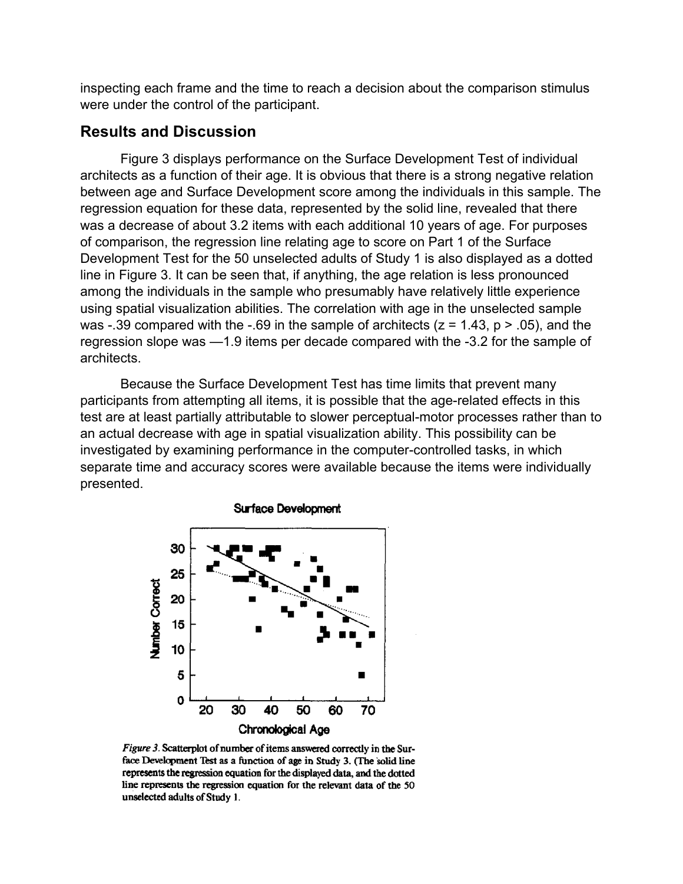inspecting each frame and the time to reach a decision about the comparison stimulus were under the control of the participant.

## Results and Discussion

Figure 3 displays performance on the Surface Development Test of individual architects as a function of their age. It is obvious that there is a strong negative relation between age and Surface Development score among the individuals in this sample. The regression equation for these data, represented by the solid line, revealed that there was a decrease of about 3.2 items with each additional 10 years of age. For purposes of comparison, the regression line relating age to score on Part 1 of the Surface Development Test for the 50 unselected adults of Study 1 is also displayed as a dotted line in Figure 3. It can be seen that, if anything, the age relation is less pronounced among the individuals in the sample who presumably have relatively little experience using spatial visualization abilities. The correlation with age in the unselected sample was -.39 compared with the -.69 in the sample of architects ($z = 1.43$, $p > .05$), and the regression slope was —1.9 items per decade compared with the -3.2 for the sample of architects.

Because the Surface Development Test has time limits that prevent many participants from attempting all items, it is possible that the age-related effects in this test are at least partially attributable to slower perceptual-motor processes rather than to an actual decrease with age in spatial visualization ability. This possibility can be investigated by examining performance in the computer-controlled tasks, in which separate time and accuracy scores were available because the items were individually presented.

*Figure 3.* Scatterplot of number of items answered correctly in the Surface Development Test as a function of age in Study 3. (The solid line represents the regression equation for the displayed data, and the dotted line represents the regression equation for the relevant data of the 50 unselected adults of Study 1.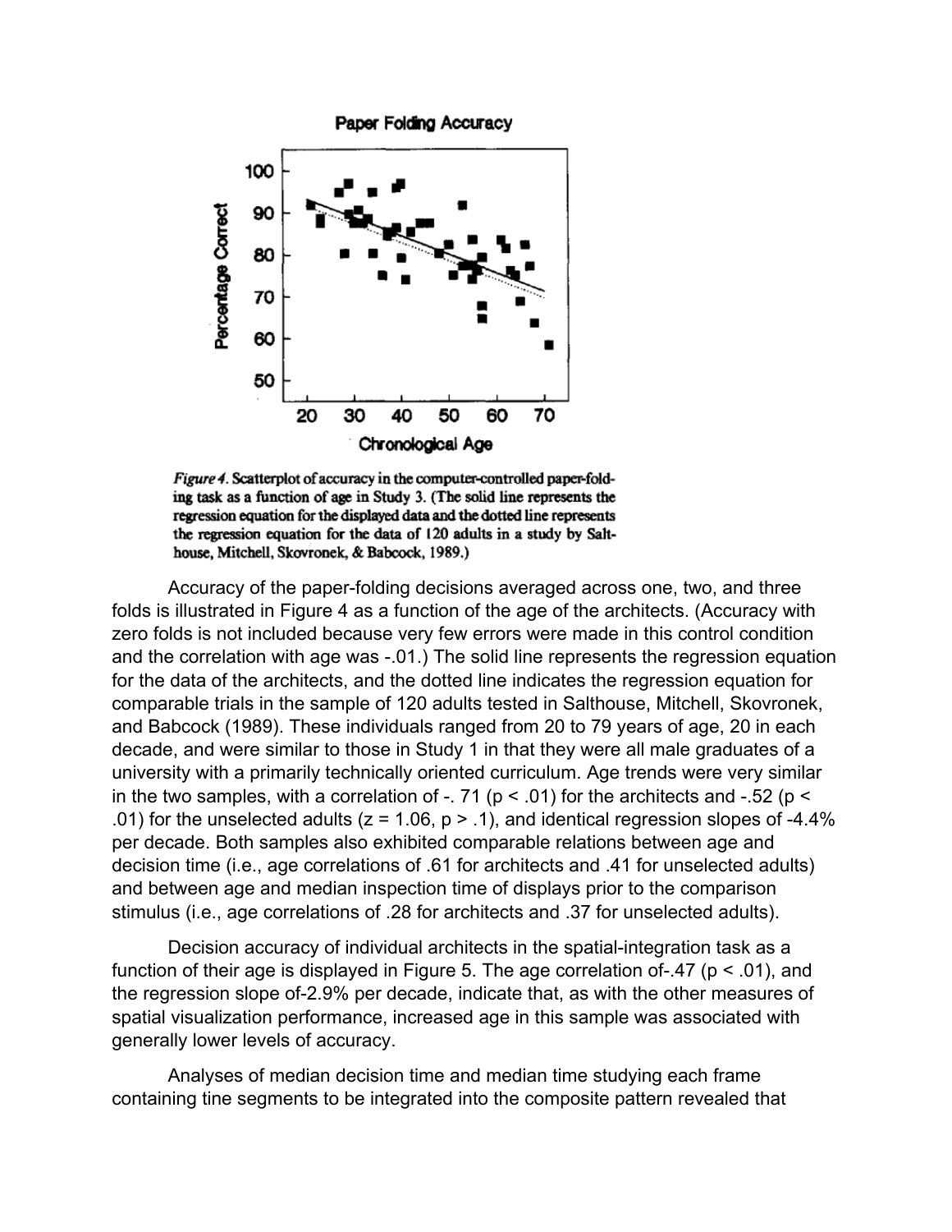*Figure 4*. Scatterplot of accuracy in the computer-controlled paper-folding task as a function of age in Study 3. (The solid line represents the regression equation for the displayed data and the dotted line represents the regression equation for the data of 120 adults in a study by Salthouse, Mitchell, Skovronek, & Babcock, 1989.)

Accuracy of the paper-folding decisions averaged across one, two, and three folds is illustrated in Figure 4 as a function of the age of the architects. (Accuracy with zero folds is not included because very few errors were made in this control condition and the correlation with age was -.01.) The solid line represents the regression equation for the data of the architects, and the dotted line indicates the regression equation for comparable trials in the sample of 120 adults tested in Salthouse, Mitchell, Skovronek, and Babcock (1989). These individuals ranged from 20 to 79 years of age, 20 in each decade, and were similar to those in Study 1 in that they were all male graduates of a university with a primarily technically oriented curriculum. Age trends were very similar in the two samples, with a correlation of -. 71 ($p < .01$) for the architects and -.52 ($p < .01$) for the unselected adults ($z = 1.06$, $p > .1$), and identical regression slopes of -4.4% per decade. Both samples also exhibited comparable relations between age and decision time (i.e., age correlations of .61 for architects and .41 for unselected adults) and between age and median inspection time of displays prior to the comparison stimulus (i.e., age correlations of .28 for architects and .37 for unselected adults).

Decision accuracy of individual architects in the spatial-integration task as a function of their age is displayed in Figure 5. The age correlation of-.47 ($p < .01$), and the regression slope of-2.9% per decade, indicate that, as with the other measures of spatial visualization performance, increased age in this sample was associated with generally lower levels of accuracy.

Analyses of median decision time and median time studying each frame containing tine segments to be integrated into the composite pattern revealed that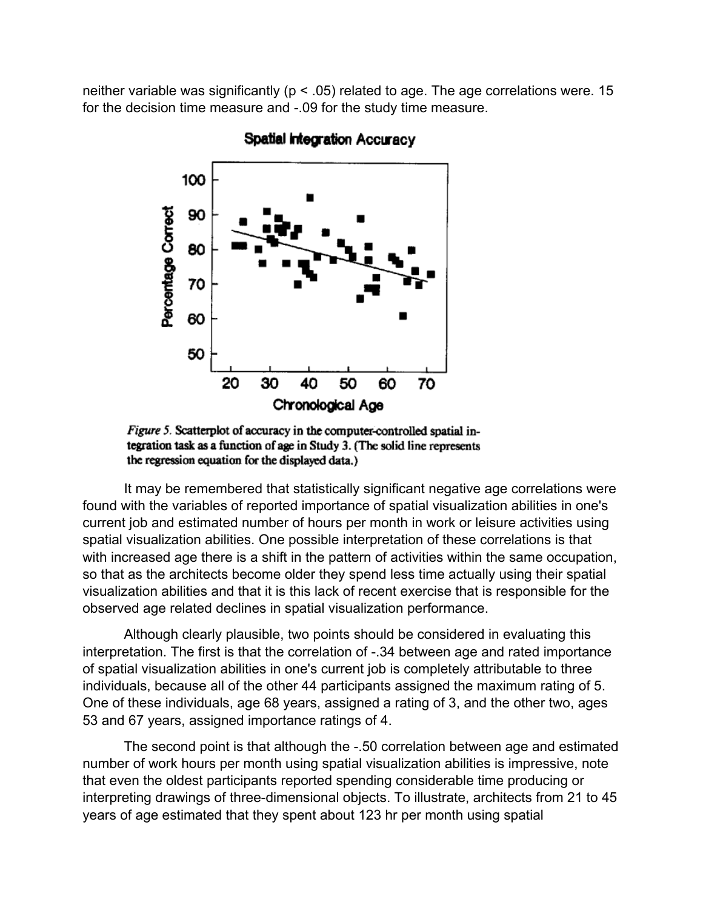neither variable was significantly ($p < .05$) related to age. The age correlations were. 15 for the decision time measure and -.09 for the study time measure.

*Figure 5.* Scatterplot of accuracy in the computer-controlled spatial integration task as a function of age in Study 3. (The solid line represents the regression equation for the displayed data.)

It may be remembered that statistically significant negative age correlations were found with the variables of reported importance of spatial visualization abilities in one's current job and estimated number of hours per month in work or leisure activities using spatial visualization abilities. One possible interpretation of these correlations is that with increased age there is a shift in the pattern of activities within the same occupation, so that as the architects become older they spend less time actually using their spatial visualization abilities and that it is this lack of recent exercise that is responsible for the observed age related declines in spatial visualization performance.

Although clearly plausible, two points should be considered in evaluating this interpretation. The first is that the correlation of -.34 between age and rated importance of spatial visualization abilities in one's current job is completely attributable to three individuals, because all of the other 44 participants assigned the maximum rating of 5. One of these individuals, age 68 years, assigned a rating of 3, and the other two, ages 53 and 67 years, assigned importance ratings of 4.

The second point is that although the -.50 correlation between age and estimated number of work hours per month using spatial visualization abilities is impressive, note that even the oldest participants reported spending considerable time producing or interpreting drawings of three-dimensional objects. To illustrate, architects from 21 to 45 years of age estimated that they spent about 123 hr per month using spatial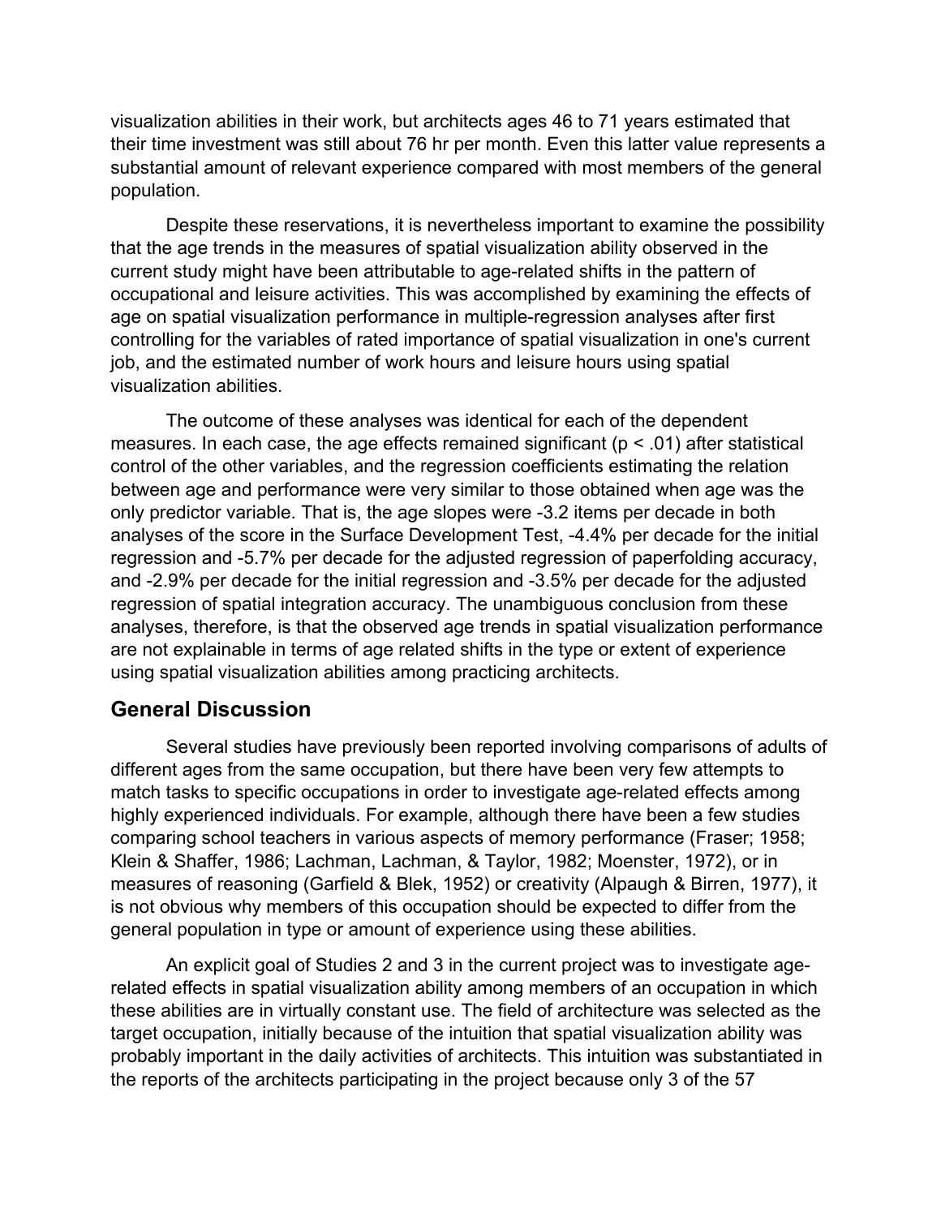visualization abilities in their work, but architects ages 46 to 71 years estimated that their time investment was still about 76 hr per month. Even this latter value represents a substantial amount of relevant experience compared with most members of the general population.

Despite these reservations, it is nevertheless important to examine the possibility that the age trends in the measures of spatial visualization ability observed in the current study might have been attributable to age-related shifts in the pattern of occupational and leisure activities. This was accomplished by examining the effects of age on spatial visualization performance in multiple-regression analyses after first controlling for the variables of rated importance of spatial visualization in one's current job, and the estimated number of work hours and leisure hours using spatial visualization abilities.

The outcome of these analyses was identical for each of the dependent measures. In each case, the age effects remained significant ($p < .01$) after statistical control of the other variables, and the regression coefficients estimating the relation between age and performance were very similar to those obtained when age was the only predictor variable. That is, the age slopes were -3.2 items per decade in both analyses of the score in the Surface Development Test, -4.4% per decade for the initial regression and -5.7% per decade for the adjusted regression of paperfolding accuracy, and -2.9% per decade for the initial regression and -3.5% per decade for the adjusted regression of spatial integration accuracy. The unambiguous conclusion from these analyses, therefore, is that the observed age trends in spatial visualization performance are not explainable in terms of age related shifts in the type or extent of experience using spatial visualization abilities among practicing architects.

## General Discussion

Several studies have previously been reported involving comparisons of adults of different ages from the same occupation, but there have been very few attempts to match tasks to specific occupations in order to investigate age-related effects among highly experienced individuals. For example, although there have been a few studies comparing school teachers in various aspects of memory performance (Fraser; 1958; Klein & Shaffer, 1986; Lachman, Lachman, & Taylor, 1982; Moenster, 1972), or in measures of reasoning (Garfield & Blek, 1952) or creativity (Alpaugh & Birren, 1977), it is not obvious why members of this occupation should be expected to differ from the general population in type or amount of experience using these abilities.

An explicit goal of Studies 2 and 3 in the current project was to investigate age-related effects in spatial visualization ability among members of an occupation in which these abilities are in virtually constant use. The field of architecture was selected as the target occupation, initially because of the intuition that spatial visualization ability was probably important in the daily activities of architects. This intuition was substantiated in the reports of the architects participating in the project because only 3 of the 57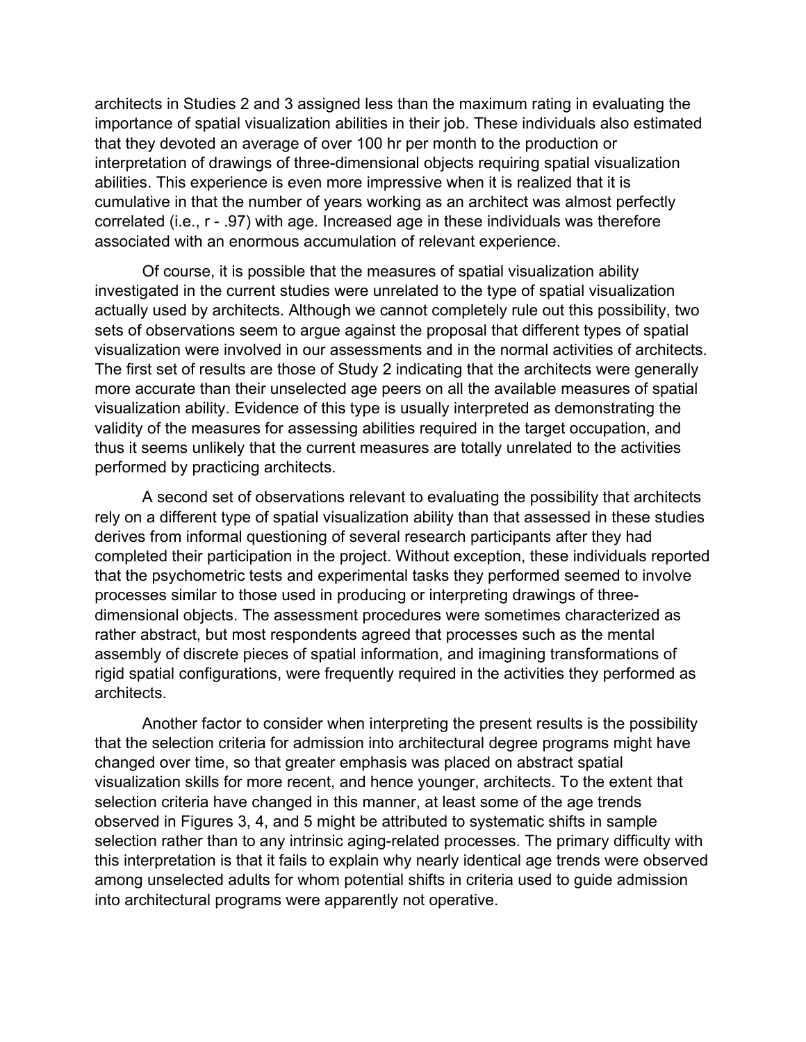architects in Studies 2 and 3 assigned less than the maximum rating in evaluating the importance of spatial visualization abilities in their job. These individuals also estimated that they devoted an average of over 100 hr per month to the production or interpretation of drawings of three-dimensional objects requiring spatial visualization abilities. This experience is even more impressive when it is realized that it is cumulative in that the number of years working as an architect was almost perfectly correlated (i.e., r - .97) with age. Increased age in these individuals was therefore associated with an enormous accumulation of relevant experience.

Of course, it is possible that the measures of spatial visualization ability investigated in the current studies were unrelated to the type of spatial visualization actually used by architects. Although we cannot completely rule out this possibility, two sets of observations seem to argue against the proposal that different types of spatial visualization were involved in our assessments and in the normal activities of architects. The first set of results are those of Study 2 indicating that the architects were generally more accurate than their unselected age peers on all the available measures of spatial visualization ability. Evidence of this type is usually interpreted as demonstrating the validity of the measures for assessing abilities required in the target occupation, and thus it seems unlikely that the current measures are totally unrelated to the activities performed by practicing architects.

A second set of observations relevant to evaluating the possibility that architects rely on a different type of spatial visualization ability than that assessed in these studies derives from informal questioning of several research participants after they had completed their participation in the project. Without exception, these individuals reported that the psychometric tests and experimental tasks they performed seemed to involve processes similar to those used in producing or interpreting drawings of three-dimensional objects. The assessment procedures were sometimes characterized as rather abstract, but most respondents agreed that processes such as the mental assembly of discrete pieces of spatial information, and imagining transformations of rigid spatial configurations, were frequently required in the activities they performed as architects.

Another factor to consider when interpreting the present results is the possibility that the selection criteria for admission into architectural degree programs might have changed over time, so that greater emphasis was placed on abstract spatial visualization skills for more recent, and hence younger, architects. To the extent that selection criteria have changed in this manner, at least some of the age trends observed in Figures 3, 4, and 5 might be attributed to systematic shifts in sample selection rather than to any intrinsic aging-related processes. The primary difficulty with this interpretation is that it fails to explain why nearly identical age trends were observed among unselected adults for whom potential shifts in criteria used to guide admission into architectural programs were apparently not operative.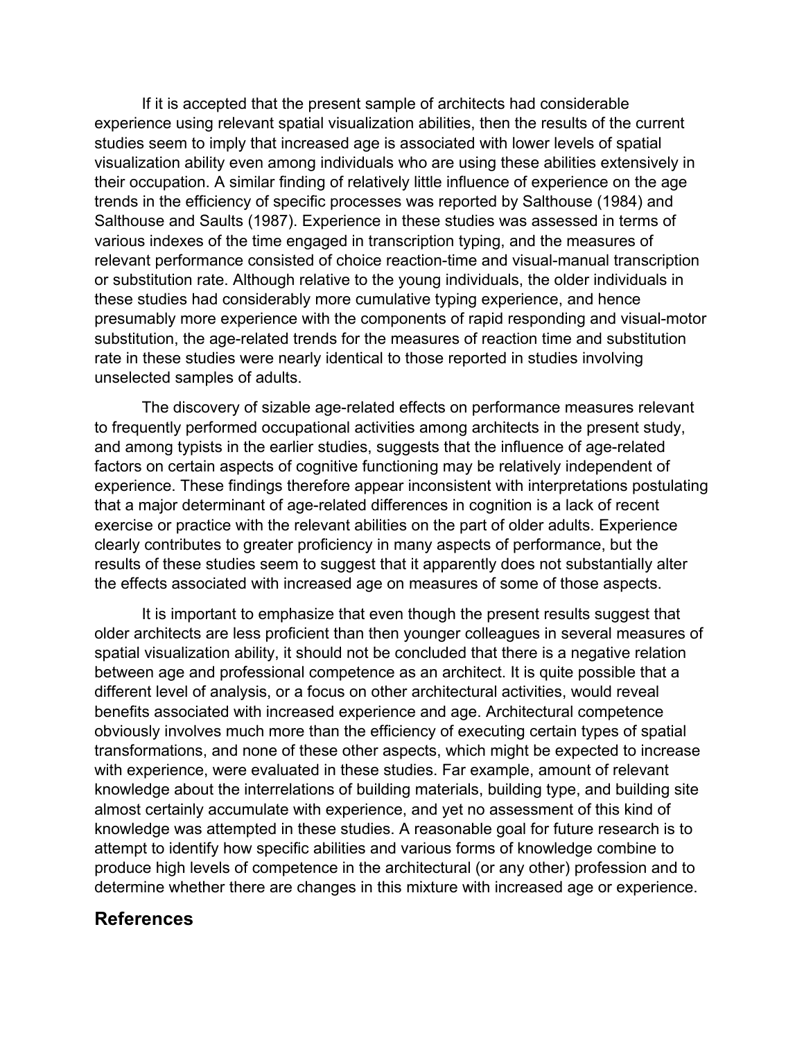If it is accepted that the present sample of architects had considerable experience using relevant spatial visualization abilities, then the results of the current studies seem to imply that increased age is associated with lower levels of spatial visualization ability even among individuals who are using these abilities extensively in their occupation. A similar finding of relatively little influence of experience on the age trends in the efficiency of specific processes was reported by Salthouse (1984) and Salthouse and Saults (1987). Experience in these studies was assessed in terms of various indexes of the time engaged in transcription typing, and the measures of relevant performance consisted of choice reaction-time and visual-manual transcription or substitution rate. Although relative to the young individuals, the older individuals in these studies had considerably more cumulative typing experience, and hence presumably more experience with the components of rapid responding and visual-motor substitution, the age-related trends for the measures of reaction time and substitution rate in these studies were nearly identical to those reported in studies involving unselected samples of adults.

The discovery of sizable age-related effects on performance measures relevant to frequently performed occupational activities among architects in the present study, and among typists in the earlier studies, suggests that the influence of age-related factors on certain aspects of cognitive functioning may be relatively independent of experience. These findings therefore appear inconsistent with interpretations postulating that a major determinant of age-related differences in cognition is a lack of recent exercise or practice with the relevant abilities on the part of older adults. Experience clearly contributes to greater proficiency in many aspects of performance, but the results of these studies seem to suggest that it apparently does not substantially alter the effects associated with increased age on measures of some of those aspects.

It is important to emphasize that even though the present results suggest that older architects are less proficient than then younger colleagues in several measures of spatial visualization ability, it should not be concluded that there is a negative relation between age and professional competence as an architect. It is quite possible that a different level of analysis, or a focus on other architectural activities, would reveal benefits associated with increased experience and age. Architectural competence obviously involves much more than the efficiency of executing certain types of spatial transformations, and none of these other aspects, which might be expected to increase with experience, were evaluated in these studies. Far example, amount of relevant knowledge about the interrelations of building materials, building type, and building site almost certainly accumulate with experience, and yet no assessment of this kind of knowledge was attempted in these studies. A reasonable goal for future research is to attempt to identify how specific abilities and various forms of knowledge combine to produce high levels of competence in the architectural (or any other) profession and to determine whether there are changes in this mixture with increased age or experience.

## References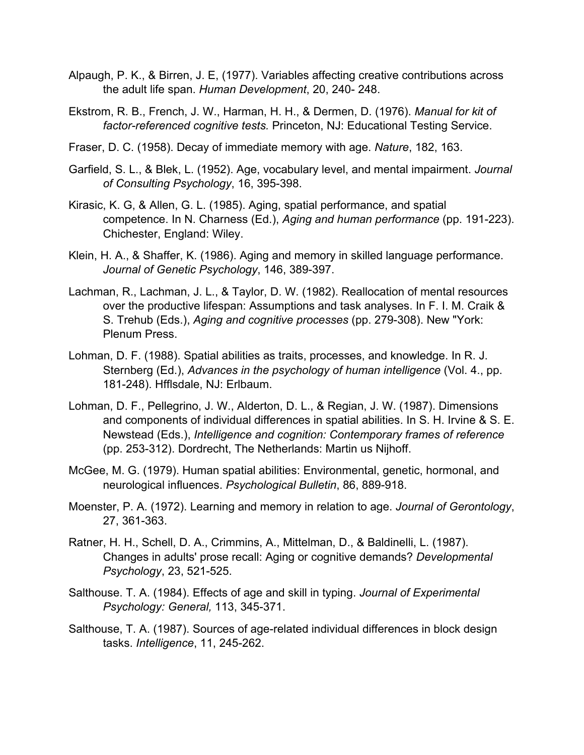Alpaugh, P. K., & Birren, J. E, (1977). Variables affecting creative contributions across the adult life span. *Human Development*, 20, 240- 248.

Ekstrom, R. B., French, J. W., Harman, H. H., & Dermen, D. (1976). *Manual for kit of factor-referenced cognitive tests.* Princeton, NJ: Educational Testing Service.

Fraser, D. C. (1958). Decay of immediate memory with age. *Nature*, 182, 163.

Garfield, S. L., & Blek, L. (1952). Age, vocabulary level, and mental impairment. *Journal of Consulting Psychology*, 16, 395-398.

Kirasic, K. G, & Allen, G. L. (1985). Aging, spatial performance, and spatial competence. In N. Charness (Ed.), *Aging and human performance* (pp. 191-223). Chichester, England: Wiley.

Klein, H. A., & Shaffer, K. (1986). Aging and memory in skilled language performance. *Journal of Genetic Psychology*, 146, 389-397.

Lachman, R., Lachman, J. L., & Taylor, D. W. (1982). Reallocation of mental resources over the productive lifespan: Assumptions and task analyses. In F. I. M. Craik & S. Trehub (Eds.), *Aging and cognitive processes* (pp. 279-308). New "York: Plenum Press.

Lohman, D. F. (1988). Spatial abilities as traits, processes, and knowledge. In R. J. Sternberg (Ed.), *Advances in the psychology of human intelligence* (Vol. 4., pp. 181-248). Hfflsdale, NJ: Erlbaum.

Lohman, D. F., Pellegrino, J. W., Alderton, D. L., & Regian, J. W. (1987). Dimensions and components of individual differences in spatial abilities. In S. H. Irvine & S. E. Newstead (Eds.), *Intelligence and cognition: Contemporary frames of reference* (pp. 253-312). Dordrecht, The Netherlands: Martin us Nijhoff.

McGee, M. G. (1979). Human spatial abilities: Environmental, genetic, hormonal, and neurological influences. *Psychological Bulletin*, 86, 889-918.

Moenster, P. A. (1972). Learning and memory in relation to age. *Journal of Gerontology*, 27, 361-363.

Ratner, H. H., Schell, D. A., Crimmins, A., Mittelman, D., & Baldinelli, L. (1987). Changes in adults' prose recall: Aging or cognitive demands? *Developmental Psychology*, 23, 521-525.

Salthouse. T. A. (1984). Effects of age and skill in typing. *Journal of Experimental Psychology: General,* 113, 345-371.

Salthouse, T. A. (1987). Sources of age-related individual differences in block design tasks. *Intelligence*, 11, 245-262.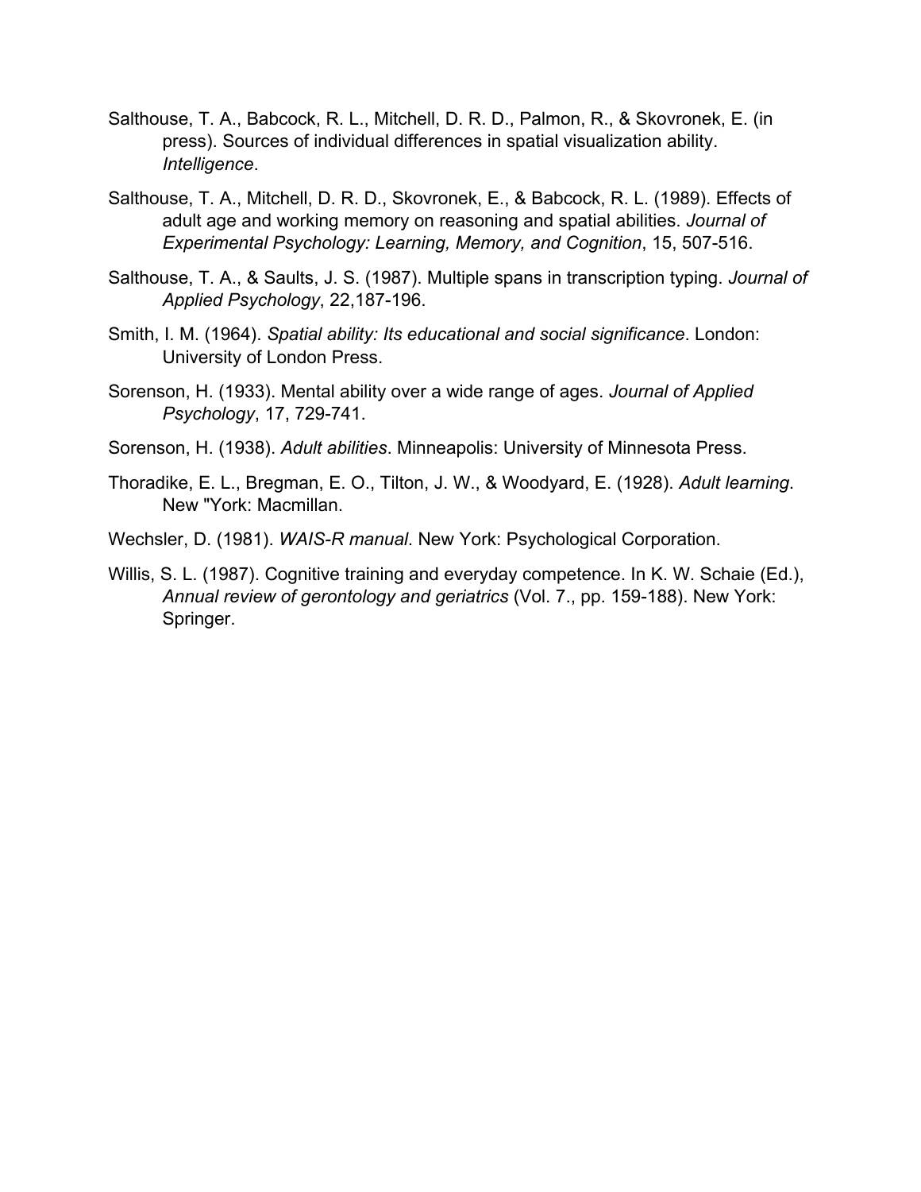Salthouse, T. A., Babcock, R. L., Mitchell, D. R. D., Palmon, R., & Skovronek, E. (in press). Sources of individual differences in spatial visualization ability. *Intelligence*.

Salthouse, T. A., Mitchell, D. R. D., Skovronek, E., & Babcock, R. L. (1989). Effects of adult age and working memory on reasoning and spatial abilities. *Journal of Experimental Psychology: Learning, Memory, and Cognition*, 15, 507-516.

Salthouse, T. A., & Saults, J. S. (1987). Multiple spans in transcription typing. *Journal of Applied Psychology*, 22,187-196.

Smith, I. M. (1964). *Spatial ability: Its educational and social significance*. London: University of London Press.

Sorenson, H. (1933). Mental ability over a wide range of ages. *Journal of Applied Psychology*, 17, 729-741.

Sorenson, H. (1938). *Adult abilities*. Minneapolis: University of Minnesota Press.

Thoradike, E. L., Bregman, E. O., Tilton, J. W., & Woodyard, E. (1928). *Adult learning*. New "York: Macmillan.

Wechsler, D. (1981). *WAIS-R manual*. New York: Psychological Corporation.

Willis, S. L. (1987). Cognitive training and everyday competence. In K. W. Schaie (Ed.), *Annual review of gerontology and geriatrics* (Vol. 7., pp. 159-188). New York: Springer.